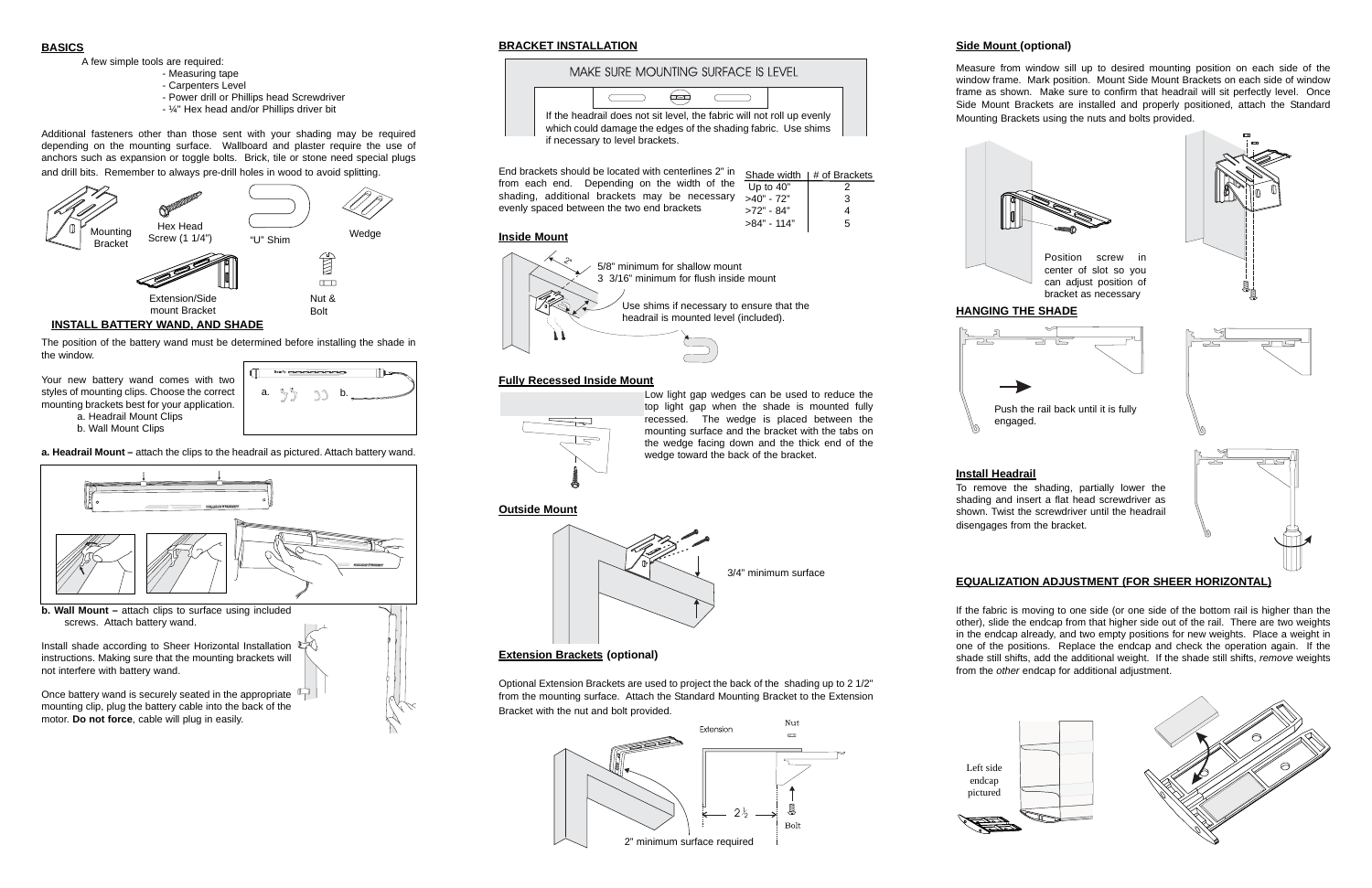## BASICS

A few simple tools are required:

- Measuring tape
- Carpenters Level
- Power drill or Phillips head Screwdriver
- ¼" Hex head and/or Phillips driver bit

Additional fasteners other than those sent with your shading may be required depending on the mounting surface. Wallboard and plaster require the use of anchors such as expansion or toggle bolts. Brick, tile or stone need special plugs and drill bits. Remember to always pre-drill holes in wood to avoid splitting.

Mounting Bracket

Hex Head Screw (1 1/4")

"U" Shim

Wedge

Extension/Side mount Bracket

Nut & Bolt

## INSTALL BATTERY WAND, AND SHADE

The position of the battery wand must be determined before installing the shade in the window.

Your new battery wand comes with two styles of mounting clips. Choose the correct mounting brackets best for your application.

a. Headrail Mount Clips
b. Wall Mount Clips

**a. Headrail Mount –** attach the clips to the headrail as pictured. Attach battery wand.

**b. Wall Mount –** attach clips to surface using included screws. Attach battery wand.

Install shade according to Sheer Horizontal Installation instructions. Making sure that the mounting brackets will not interfere with battery wand.

Once battery wand is securely seated in the appropriate mounting clip, plug the battery cable into the back of the motor. **Do not force**, cable will plug in easily.

## BRACKET INSTALLATION

MAKE SURE MOUNTING SURFACE IS LEVEL

If the headrail does not sit level, the fabric will not roll up evenly which could damage the edges of the shading fabric. Use shims if necessary to level brackets.

End brackets should be located with centerlines 2" in from each end. Depending on the width of the shading, additional brackets may be necessary evenly spaced between the two end brackets

| Shade width | # of Brackets |
|---|---|
| Up to 40" | 2 |
| >40" - 72" | 3 |
| >72" - 84" | 4 |
| >84" - 114" | 5 |

### Inside Mount

2"

5/8" minimum for shallow mount
3 3/16" minimum for flush inside mount

Use shims if necessary to ensure that the headrail is mounted level (included).

### Fully Recessed Inside Mount

Low light gap wedges can be used to reduce the top light gap when the shade is mounted fully recessed. The wedge is placed between the mounting surface and the bracket with the tabs on the wedge facing down and the thick end of the wedge toward the back of the bracket.

### Outside Mount

3/4" minimum surface

### Extension Brackets (optional)

Optional Extension Brackets are used to project the back of the shading up to 2 1/2" from the mounting surface. Attach the Standard Mounting Bracket to the Extension Bracket with the nut and bolt provided.

Extension

Nut

2 ½

Bolt

2" minimum surface required

### Side Mount (optional)

Measure from window sill up to desired mounting position on each side of the window frame. Mark position. Mount Side Mount Brackets on each side of window frame as shown. Make sure to confirm that headrail will sit perfectly level. Once Side Mount Brackets are installed and properly positioned, attach the Standard Mounting Brackets using the nuts and bolts provided.

Position screw in center of slot so you can adjust position of bracket as necessary

## HANGING THE SHADE

Push the rail back until it is fully engaged.

### Install Headrail

To remove the shading, partially lower the shading and insert a flat head screwdriver as shown. Twist the screwdriver until the headrail disengages from the bracket.

## EQUALIZATION ADJUSTMENT (FOR SHEER HORIZONTAL)

If the fabric is moving to one side (or one side of the bottom rail is higher than the other), slide the endcap from that higher side out of the rail. There are two weights in the endcap already, and two empty positions for new weights. Place a weight in one of the positions. Replace the endcap and check the operation again. If the shade still shifts, add the additional weight. If the shade still shifts, *remove* weights from the *other* endcap for additional adjustment.

Left side endcap pictured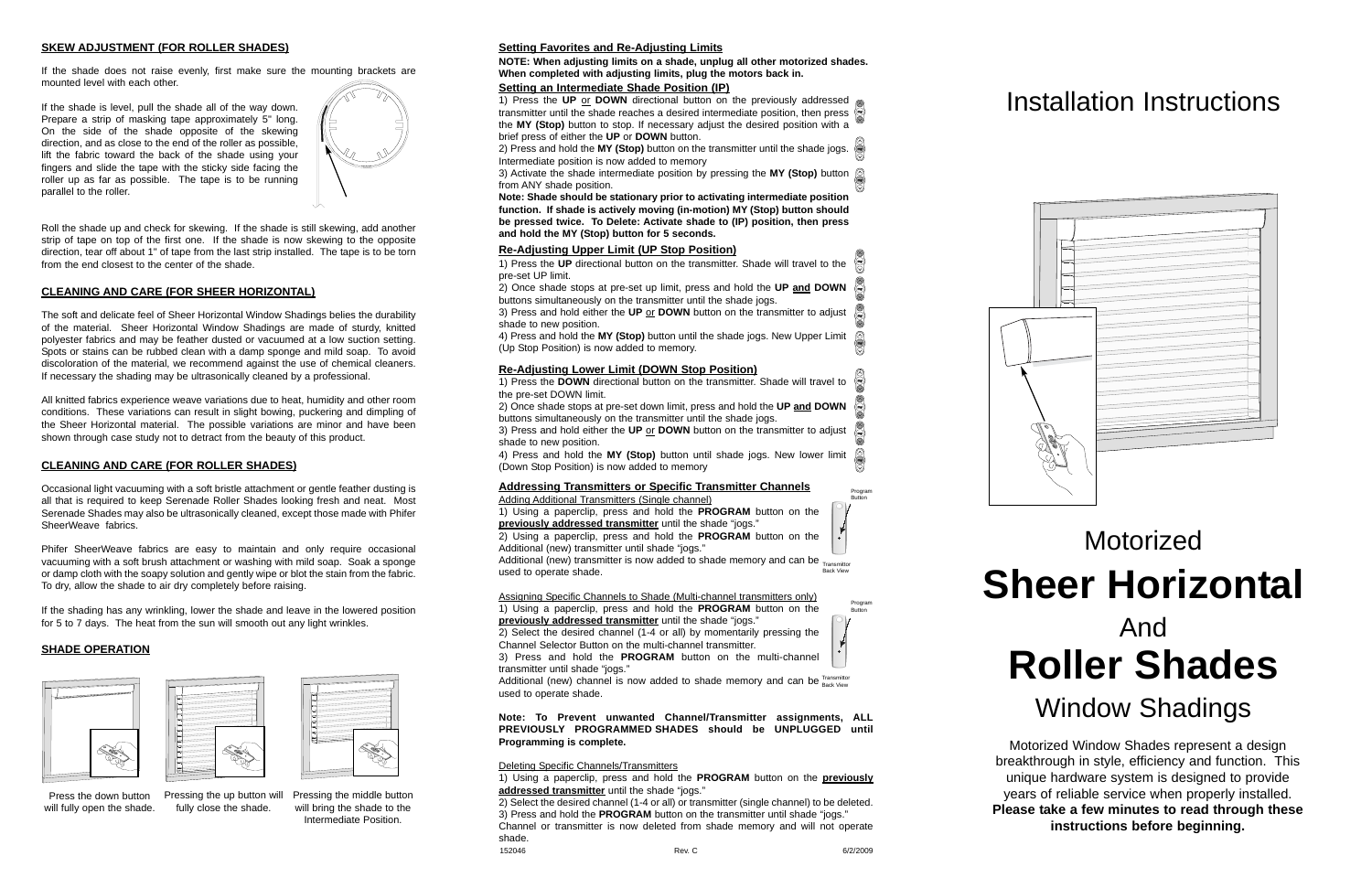## SKEW ADJUSTMENT (FOR ROLLER SHADES)

If the shade does not raise evenly, first make sure the mounting brackets are mounted level with each other.

If the shade is level, pull the shade all of the way down. Prepare a strip of masking tape approximately 5" long. On the side of the shade opposite of the skewing direction, and as close to the end of the roller as possible, lift the fabric toward the back of the shade using your fingers and slide the tape with the sticky side facing the roller up as far as possible. The tape is to be running parallel to the roller.

Roll the shade up and check for skewing. If the shade is still skewing, add another strip of tape on top of the first one. If the shade is now skewing to the opposite direction, tear off about 1" of tape from the last strip installed. The tape is to be torn from the end closest to the center of the shade.

## CLEANING AND CARE (FOR SHEER HORIZONTAL)

The soft and delicate feel of Sheer Horizontal Window Shadings belies the durability of the material. Sheer Horizontal Window Shadings are made of sturdy, knitted polyester fabrics and may be feather dusted or vacuumed at a low suction setting. Spots or stains can be rubbed clean with a damp sponge and mild soap. To avoid discoloration of the material, we recommend against the use of chemical cleaners. If necessary the shading may be ultrasonically cleaned by a professional.

All knitted fabrics experience weave variations due to heat, humidity and other room conditions. These variations can result in slight bowing, puckering and dimpling of the Sheer Horizontal material. The possible variations are minor and have been shown through case study not to detract from the beauty of this product.

## CLEANING AND CARE (FOR ROLLER SHADES)

Occasional light vacuuming with a soft bristle attachment or gentle feather dusting is all that is required to keep Serenade Roller Shades looking fresh and neat. Most Serenade Shades may also be ultrasonically cleaned, except those made with Phifer SheerWeave fabrics.

Phifer SheerWeave fabrics are easy to maintain and only require occasional vacuuming with a soft brush attachment or washing with mild soap. Soak a sponge or damp cloth with the soapy solution and gently wipe or blot the stain from the fabric. To dry, allow the shade to air dry completely before raising.

If the shading has any wrinkling, lower the shade and leave in the lowered position for 5 to 7 days. The heat from the sun will smooth out any light wrinkles.

## SHADE OPERATION

Press the down button will fully open the shade.

Pressing the up button will fully close the shade.

Pressing the middle button will bring the shade to the Intermediate Position.

## Setting Favorites and Re-Adjusting Limits

**NOTE: When adjusting limits on a shade, unplug all other motorized shades. When completed with adjusting limits, plug the motors back in.**

### Setting an Intermediate Shade Position (IP)

1) Press the **UP** or **DOWN** directional button on the previously addressed transmitter until the shade reaches a desired intermediate position, then press the **MY (Stop)** button to stop. If necessary adjust the desired position with a brief press of either the **UP** or **DOWN** button.

2) Press and hold the **MY (Stop)** button on the transmitter until the shade jogs. Intermediate position is now added to memory

3) Activate the shade intermediate position by pressing the **MY (Stop)** button from ANY shade position.

**Note: Shade should be stationary prior to activating intermediate position function. If shade is actively moving (in-motion) MY (Stop) button should be pressed twice. To Delete: Activate shade to (IP) position, then press and hold the MY (Stop) button for 5 seconds.**

### Re-Adjusting Upper Limit (UP Stop Position)

1) Press the **UP** directional button on the transmitter. Shade will travel to the pre-set UP limit.

2) Once shade stops at pre-set up limit, press and hold the **UP and DOWN** buttons simultaneously on the transmitter until the shade jogs.

3) Press and hold either the **UP** or **DOWN** button on the transmitter to adjust shade to new position.

4) Press and hold the **MY (Stop)** button until the shade jogs. New Upper Limit (Up Stop Position) is now added to memory.

### Re-Adjusting Lower Limit (DOWN Stop Position)

1) Press the **DOWN** directional button on the transmitter. Shade will travel to the pre-set DOWN limit.

2) Once shade stops at pre-set down limit, press and hold the **UP and DOWN** buttons simultaneously on the transmitter until the shade jogs.

3) Press and hold either the **UP** or **DOWN** button on the transmitter to adjust shade to new position.

4) Press and hold the **MY (Stop)** button until shade jogs. New lower limit (Down Stop Position) is now added to memory

### Addressing Transmitters or Specific Transmitter Channels

Adding Additional Transmitters (Single channel)

1) Using a paperclip, press and hold the **PROGRAM** button on the **previously addressed transmitter** until the shade "jogs."

2) Using a paperclip, press and hold the **PROGRAM** button on the Additional (new) transmitter until shade "jogs."

Additional (new) transmitter is now added to shade memory and can be used to operate shade.

Program Button

Transmittor Back View

Assigning Specific Channels to Shade (Multi-channel transmitters only)

1) Using a paperclip, press and hold the **PROGRAM** button on the **previously addressed transmitter** until the shade "jogs."

2) Select the desired channel (1-4 or all) by momentarily pressing the Channel Selector Button on the multi-channel transmitter.

3) Press and hold the **PROGRAM** button on the multi-channel transmitter until shade "jogs."

Additional (new) channel is now added to shade memory and can be used to operate shade.

Program Button

Transmittor Back View

**Note: To Prevent unwanted Channel/Transmitter assignments, ALL PREVIOUSLY PROGRAMMED SHADES should be UNPLUGGED until Programming is complete.**

Deleting Specific Channels/Transmitters

1) Using a paperclip, press and hold the **PROGRAM** button on the **previously addressed transmitter** until the shade "jogs."

2) Select the desired channel (1-4 or all) or transmitter (single channel) to be deleted.

3) Press and hold the **PROGRAM** button on the transmitter until shade "jogs."

Channel or transmitter is now deleted from shade memory and will not operate shade.

152046 Rev. C 6/2/2009

# Installation Instructions

Motorized

# Sheer Horizontal

And

# Roller Shades

Window Shadings

Motorized Window Shades represent a design breakthrough in style, efficiency and function. This unique hardware system is designed to provide years of reliable service when properly installed. **Please take a few minutes to read through these instructions before beginning.**